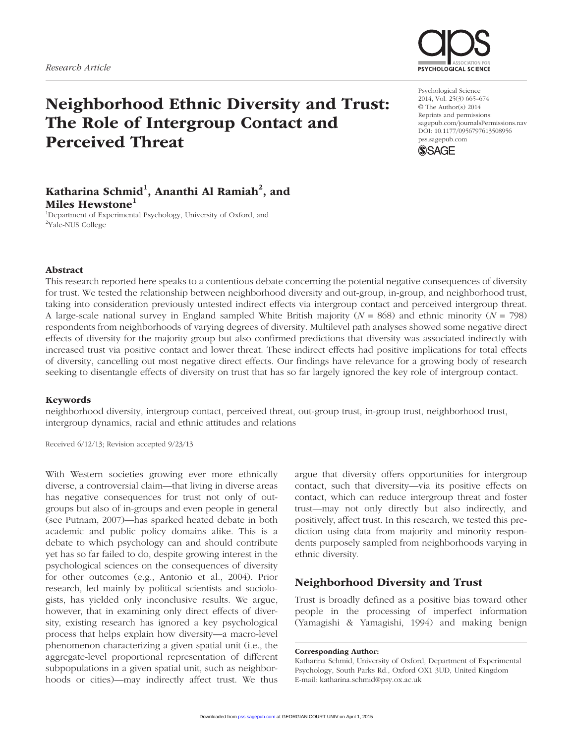Research Article

# Neighborhood Ethnic Diversity and Trust: The Role of Intergroup Contact and Perceived Threat

Psychological Science
2014, Vol. 25(3) 665–674
© The Author(s) 2014
Reprints and permissions: sagepub.com/journalsPermissions.nav
DOI: 10.1177/0956797613508956
pss.sagepub.com

**Katharina Schmid[1], Ananthi Al Ramiah[2], and Miles Hewstone[1]**

[1]Department of Experimental Psychology, University of Oxford, and [2]Yale-NUS College

### Abstract

This research reported here speaks to a contentious debate concerning the potential negative consequences of diversity for trust. We tested the relationship between neighborhood diversity and out-group, in-group, and neighborhood trust, taking into consideration previously untested indirect effects via intergroup contact and perceived intergroup threat. A large-scale national survey in England sampled White British majority ($N$ = 868) and ethnic minority ($N$ = 798) respondents from neighborhoods of varying degrees of diversity. Multilevel path analyses showed some negative direct effects of diversity for the majority group but also confirmed predictions that diversity was associated indirectly with increased trust via positive contact and lower threat. These indirect effects had positive implications for total effects of diversity, cancelling out most negative direct effects. Our findings have relevance for a growing body of research seeking to disentangle effects of diversity on trust that has so far largely ignored the key role of intergroup contact.

### Keywords

neighborhood diversity, intergroup contact, perceived threat, out-group trust, in-group trust, neighborhood trust, intergroup dynamics, racial and ethnic attitudes and relations

Received 6/12/13; Revision accepted 9/23/13

With Western societies growing ever more ethnically diverse, a controversial claim—that living in diverse areas has negative consequences for trust not only of out-groups but also of in-groups and even people in general (see Putnam, 2007)—has sparked heated debate in both academic and public policy domains alike. This is a debate to which psychology can and should contribute yet has so far failed to do, despite growing interest in the psychological sciences on the consequences of diversity for other outcomes (e.g., Antonio et al., 2004). Prior research, led mainly by political scientists and sociologists, has yielded only inconclusive results. We argue, however, that in examining only direct effects of diversity, existing research has ignored a key psychological process that helps explain how diversity—a macro-level phenomenon characterizing a given spatial unit (i.e., the aggregate-level proportional representation of different subpopulations in a given spatial unit, such as neighborhoods or cities)—may indirectly affect trust. We thus argue that diversity offers opportunities for intergroup contact, such that diversity—via its positive effects on contact, which can reduce intergroup threat and foster trust—may not only directly but also indirectly, and positively, affect trust. In this research, we tested this prediction using data from majority and minority respondents purposely sampled from neighborhoods varying in ethnic diversity.

## Neighborhood Diversity and Trust

Trust is broadly defined as a positive bias toward other people in the processing of imperfect information (Yamagishi & Yamagishi, 1994) and making benign

**Corresponding Author:**
Katharina Schmid, University of Oxford, Department of Experimental Psychology, South Parks Rd., Oxford OX1 3UD, United Kingdom
E-mail: katharina.schmid@psy.ox.ac.uk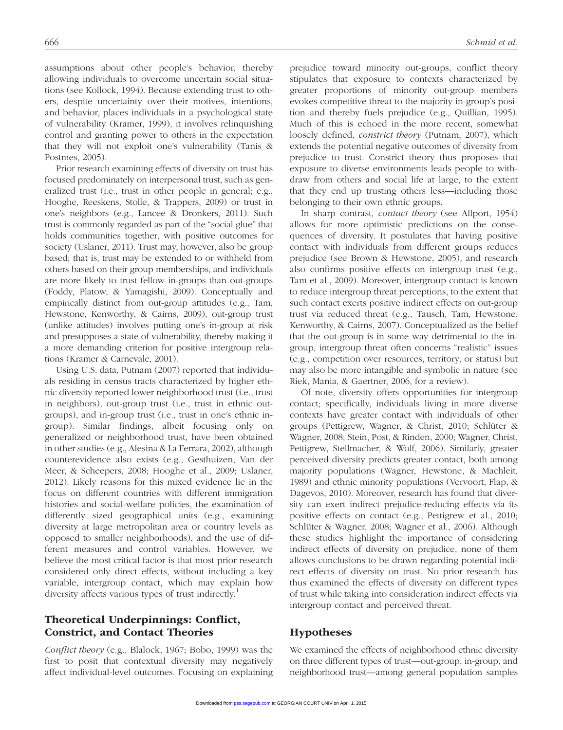assumptions about other people's behavior, thereby allowing individuals to overcome uncertain social situations (see Kollock, 1994). Because extending trust to others, despite uncertainty over their motives, intentions, and behavior, places individuals in a psychological state of vulnerability (Kramer, 1999), it involves relinquishing control and granting power to others in the expectation that they will not exploit one's vulnerability (Tanis & Postmes, 2005).

Prior research examining effects of diversity on trust has focused predominately on interpersonal trust, such as generalized trust (i.e., trust in other people in general; e.g., Hooghe, Reeskens, Stolle, & Trappers, 2009) or trust in one's neighbors (e.g., Lancee & Dronkers, 2011). Such trust is commonly regarded as part of the "social glue" that holds communities together, with positive outcomes for society (Uslaner, 2011). Trust may, however, also be group based; that is, trust may be extended to or withheld from others based on their group memberships, and individuals are more likely to trust fellow in-groups than out-groups (Foddy, Platow, & Yamagishi, 2009). Conceptually and empirically distinct from out-group attitudes (e.g., Tam, Hewstone, Kenworthy, & Cairns, 2009), out-group trust (unlike attitudes) involves putting one's in-group at risk and presupposes a state of vulnerability, thereby making it a more demanding criterion for positive intergroup relations (Kramer & Carnevale, 2001).

Using U.S. data, Putnam (2007) reported that individuals residing in census tracts characterized by higher ethnic diversity reported lower neighborhood trust (i.e., trust in neighbors), out-group trust (i.e., trust in ethnic out-groups), and in-group trust (i.e., trust in one's ethnic in-group). Similar findings, albeit focusing only on generalized or neighborhood trust, have been obtained in other studies (e.g., Alesina & La Ferrara, 2002), although counterevidence also exists (e.g., Gesthuizen, Van der Meer, & Scheepers, 2008; Hooghe et al., 2009; Uslaner, 2012). Likely reasons for this mixed evidence lie in the focus on different countries with different immigration histories and social-welfare policies, the examination of differently sized geographical units (e.g., examining diversity at large metropolitan area or country levels as opposed to smaller neighborhoods), and the use of different measures and control variables. However, we believe the most critical factor is that most prior research considered only direct effects, without including a key variable, intergroup contact, which may explain how diversity affects various types of trust indirectly.[1]

## Theoretical Underpinnings: Conflict, Constrict, and Contact Theories

*Conflict theory* (e.g., Blalock, 1967; Bobo, 1999) was the first to posit that contextual diversity may negatively affect individual-level outcomes. Focusing on explaining prejudice toward minority out-groups, conflict theory stipulates that exposure to contexts characterized by greater proportions of minority out-group members evokes competitive threat to the majority in-group's position and thereby fuels prejudice (e.g., Quillian, 1995). Much of this is echoed in the more recent, somewhat loosely defined, *constrict theory* (Putnam, 2007), which extends the potential negative outcomes of diversity from prejudice to trust. Constrict theory thus proposes that exposure to diverse environments leads people to withdraw from others and social life at large, to the extent that they end up trusting others less—including those belonging to their own ethnic groups.

In sharp contrast, *contact theory* (see Allport, 1954) allows for more optimistic predictions on the consequences of diversity. It postulates that having positive contact with individuals from different groups reduces prejudice (see Brown & Hewstone, 2005), and research also confirms positive effects on intergroup trust (e.g., Tam et al., 2009). Moreover, intergroup contact is known to reduce intergroup threat perceptions, to the extent that such contact exerts positive indirect effects on out-group trust via reduced threat (e.g., Tausch, Tam, Hewstone, Kenworthy, & Cairns, 2007). Conceptualized as the belief that the out-group is in some way detrimental to the in-group, intergroup threat often concerns "realistic" issues (e.g., competition over resources, territory, or status) but may also be more intangible and symbolic in nature (see Riek, Mania, & Gaertner, 2006, for a review).

Of note, diversity offers opportunities for intergroup contact; specifically, individuals living in more diverse contexts have greater contact with individuals of other groups (Pettigrew, Wagner, & Christ, 2010; Schlüter & Wagner, 2008; Stein, Post, & Rinden, 2000; Wagner, Christ, Pettigrew, Stellmacher, & Wolf, 2006). Similarly, greater perceived diversity predicts greater contact, both among majority populations (Wagner, Hewstone, & Machleit, 1989) and ethnic minority populations (Vervoort, Flap, & Dagevos, 2010). Moreover, research has found that diversity can exert indirect prejudice-reducing effects via its positive effects on contact (e.g., Pettigrew et al., 2010; Schlüter & Wagner, 2008; Wagner et al., 2006). Although these studies highlight the importance of considering indirect effects of diversity on prejudice, none of them allows conclusions to be drawn regarding potential indirect effects of diversity on trust. No prior research has thus examined the effects of diversity on different types of trust while taking into consideration indirect effects via intergroup contact and perceived threat.

## Hypotheses

We examined the effects of neighborhood ethnic diversity on three different types of trust—out-group, in-group, and neighborhood trust—among general population samples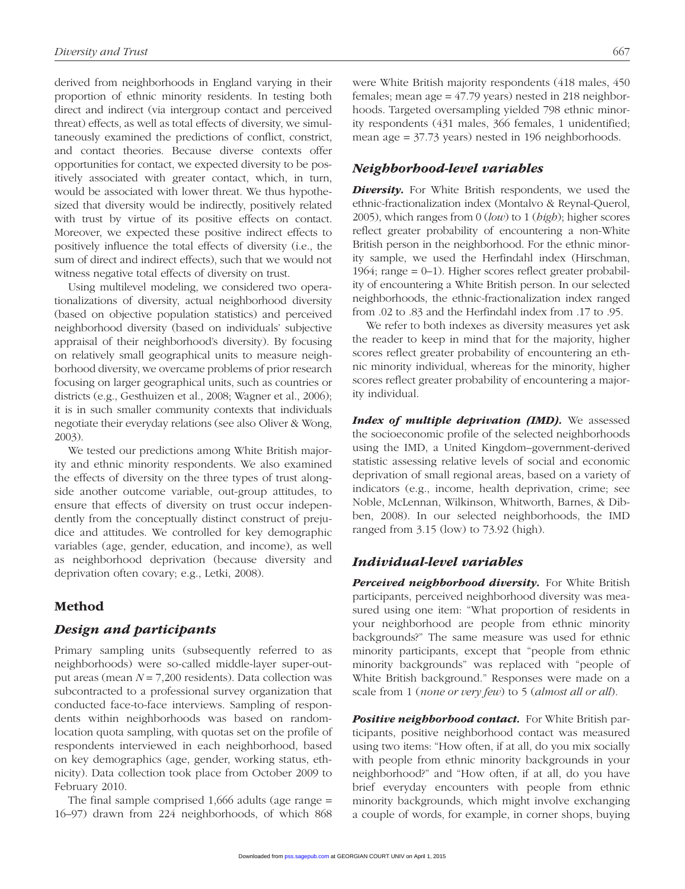derived from neighborhoods in England varying in their proportion of ethnic minority residents. In testing both direct and indirect (via intergroup contact and perceived threat) effects, as well as total effects of diversity, we simultaneously examined the predictions of conflict, constrict, and contact theories. Because diverse contexts offer opportunities for contact, we expected diversity to be positively associated with greater contact, which, in turn, would be associated with lower threat. We thus hypothesized that diversity would be indirectly, positively related with trust by virtue of its positive effects on contact. Moreover, we expected these positive indirect effects to positively influence the total effects of diversity (i.e., the sum of direct and indirect effects), such that we would not witness negative total effects of diversity on trust.

Using multilevel modeling, we considered two operationalizations of diversity, actual neighborhood diversity (based on objective population statistics) and perceived neighborhood diversity (based on individuals' subjective appraisal of their neighborhood's diversity). By focusing on relatively small geographical units to measure neighborhood diversity, we overcame problems of prior research focusing on larger geographical units, such as countries or districts (e.g., Gesthuizen et al., 2008; Wagner et al., 2006); it is in such smaller community contexts that individuals negotiate their everyday relations (see also Oliver & Wong, 2003).

We tested our predictions among White British majority and ethnic minority respondents. We also examined the effects of diversity on the three types of trust alongside another outcome variable, out-group attitudes, to ensure that effects of diversity on trust occur independently from the conceptually distinct construct of prejudice and attitudes. We controlled for key demographic variables (age, gender, education, and income), as well as neighborhood deprivation (because diversity and deprivation often covary; e.g., Letki, 2008).

## Method

### Design and participants

Primary sampling units (subsequently referred to as neighborhoods) were so-called middle-layer super-output areas (mean $N$ = 7,200 residents). Data collection was subcontracted to a professional survey organization that conducted face-to-face interviews. Sampling of respondents within neighborhoods was based on random-location quota sampling, with quotas set on the profile of respondents interviewed in each neighborhood, based on key demographics (age, gender, working status, ethnicity). Data collection took place from October 2009 to February 2010.

The final sample comprised 1,666 adults (age range = 16–97) drawn from 224 neighborhoods, of which 868 were White British majority respondents (418 males, 450 females; mean age = 47.79 years) nested in 218 neighborhoods. Targeted oversampling yielded 798 ethnic minority respondents (431 males, 366 females, 1 unidentified; mean age = 37.73 years) nested in 196 neighborhoods.

### Neighborhood-level variables

***Diversity.*** For White British respondents, we used the ethnic-fractionalization index (Montalvo & Reynal-Querol, 2005), which ranges from 0 (*low*) to 1 (*high*); higher scores reflect greater probability of encountering a non-White British person in the neighborhood. For the ethnic minority sample, we used the Herfindahl index (Hirschman, 1964; range = 0–1). Higher scores reflect greater probability of encountering a White British person. In our selected neighborhoods, the ethnic-fractionalization index ranged from .02 to .83 and the Herfindahl index from .17 to .95.

We refer to both indexes as diversity measures yet ask the reader to keep in mind that for the majority, higher scores reflect greater probability of encountering an ethnic minority individual, whereas for the minority, higher scores reflect greater probability of encountering a majority individual.

***Index of multiple deprivation (IMD).*** We assessed the socioeconomic profile of the selected neighborhoods using the IMD, a United Kingdom–government-derived statistic assessing relative levels of social and economic deprivation of small regional areas, based on a variety of indicators (e.g., income, health deprivation, crime; see Noble, McLennan, Wilkinson, Whitworth, Barnes, & Dibben, 2008). In our selected neighborhoods, the IMD ranged from 3.15 (low) to 73.92 (high).

### Individual-level variables

***Perceived neighborhood diversity.*** For White British participants, perceived neighborhood diversity was measured using one item: "What proportion of residents in your neighborhood are people from ethnic minority backgrounds?" The same measure was used for ethnic minority participants, except that "people from ethnic minority backgrounds" was replaced with "people of White British background." Responses were made on a scale from 1 (*none or very few*) to 5 (*almost all or all*).

***Positive neighborhood contact.*** For White British participants, positive neighborhood contact was measured using two items: "How often, if at all, do you mix socially with people from ethnic minority backgrounds in your neighborhood?" and "How often, if at all, do you have brief everyday encounters with people from ethnic minority backgrounds, which might involve exchanging a couple of words, for example, in corner shops, buying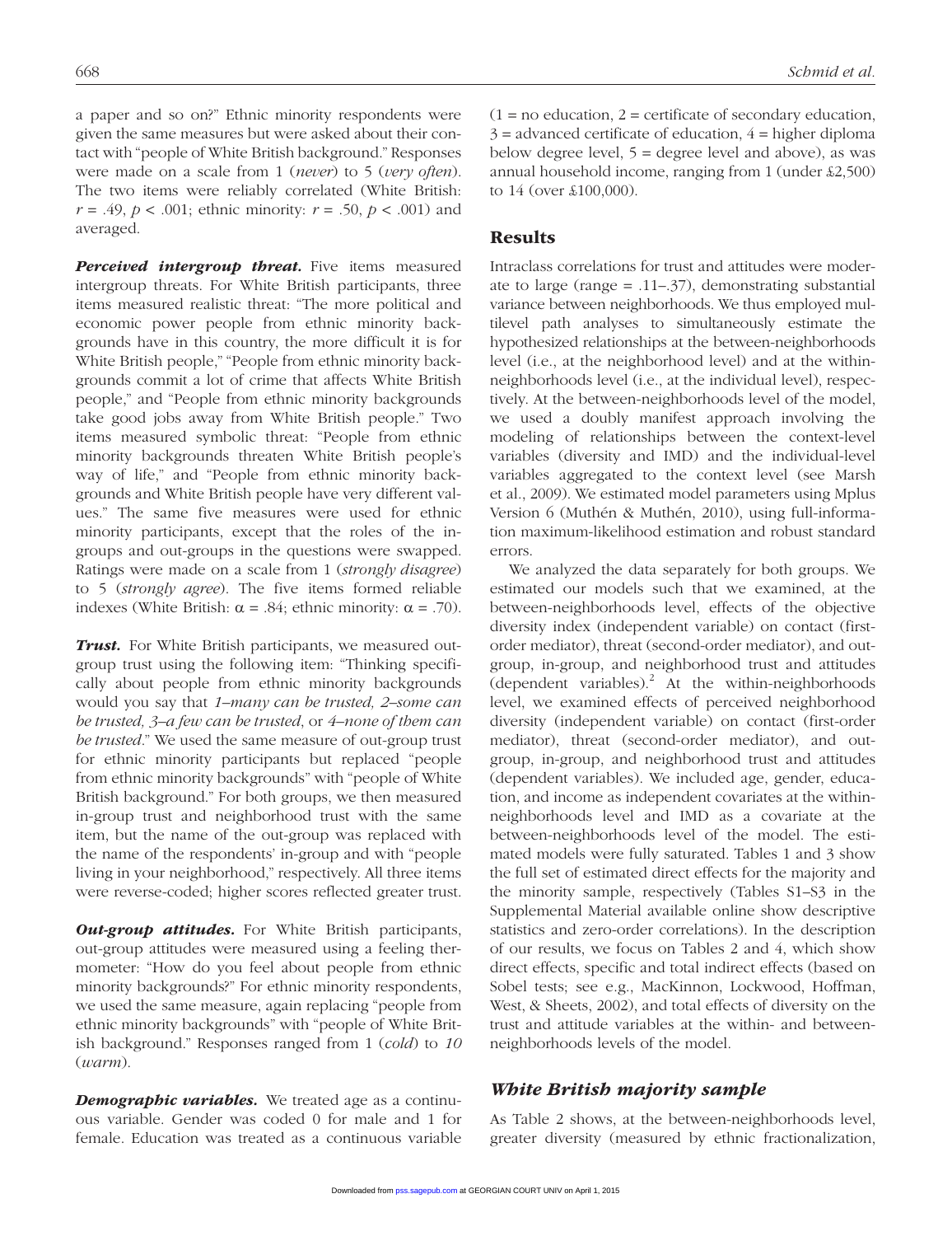a paper and so on?" Ethnic minority respondents were given the same measures but were asked about their contact with "people of White British background." Responses were made on a scale from 1 (*never*) to 5 (*very often*). The two items were reliably correlated (White British: $r = .49$, $p < .001$; ethnic minority: $r = .50$, $p < .001$) and averaged.

***Perceived intergroup threat.*** Five items measured intergroup threats. For White British participants, three items measured realistic threat: "The more political and economic power people from ethnic minority backgrounds have in this country, the more difficult it is for White British people," "People from ethnic minority backgrounds commit a lot of crime that affects White British people," and "People from ethnic minority backgrounds take good jobs away from White British people." Two items measured symbolic threat: "People from ethnic minority backgrounds threaten White British people's way of life," and "People from ethnic minority backgrounds and White British people have very different values." The same five measures were used for ethnic minority participants, except that the roles of the in-groups and out-groups in the questions were swapped. Ratings were made on a scale from 1 (*strongly disagree*) to 5 (*strongly agree*). The five items formed reliable indexes (White British: $\alpha = .84$; ethnic minority: $\alpha = .70$).

***Trust.*** For White British participants, we measured out-group trust using the following item: "Thinking specifically about people from ethnic minority backgrounds would you say that *1–many can be trusted, 2–some can be trusted, 3–a few can be trusted*, or *4–none of them can be trusted*." We used the same measure of out-group trust for ethnic minority participants but replaced "people from ethnic minority backgrounds" with "people of White British background." For both groups, we then measured in-group trust and neighborhood trust with the same item, but the name of the out-group was replaced with the name of the respondents' in-group and with "people living in your neighborhood," respectively. All three items were reverse-coded; higher scores reflected greater trust.

***Out-group attitudes.*** For White British participants, out-group attitudes were measured using a feeling thermometer: "How do you feel about people from ethnic minority backgrounds?" For ethnic minority respondents, we used the same measure, again replacing "people from ethnic minority backgrounds" with "people of White British background." Responses ranged from 1 (*cold*) to *10* (*warm*).

***Demographic variables.*** We treated age as a continuous variable. Gender was coded 0 for male and 1 for female. Education was treated as a continuous variable (1 = no education, 2 = certificate of secondary education, 3 = advanced certificate of education, 4 = higher diploma below degree level, 5 = degree level and above), as was annual household income, ranging from 1 (under £2,500) to 14 (over £100,000).

## Results

Intraclass correlations for trust and attitudes were moderate to large (range = .11–.37), demonstrating substantial variance between neighborhoods. We thus employed multilevel path analyses to simultaneously estimate the hypothesized relationships at the between-neighborhoods level (i.e., at the neighborhood level) and at the within-neighborhoods level (i.e., at the individual level), respectively. At the between-neighborhoods level of the model, we used a doubly manifest approach involving the modeling of relationships between the context-level variables (diversity and IMD) and the individual-level variables aggregated to the context level (see Marsh et al., 2009). We estimated model parameters using Mplus Version 6 (Muthén & Muthén, 2010), using full-information maximum-likelihood estimation and robust standard errors.

We analyzed the data separately for both groups. We estimated our models such that we examined, at the between-neighborhoods level, effects of the objective diversity index (independent variable) on contact (first-order mediator), threat (second-order mediator), and out-group, in-group, and neighborhood trust and attitudes (dependent variables).[2] At the within-neighborhoods level, we examined effects of perceived neighborhood diversity (independent variable) on contact (first-order mediator), threat (second-order mediator), and out-group, in-group, and neighborhood trust and attitudes (dependent variables). We included age, gender, education, and income as independent covariates at the within-neighborhoods level and IMD as a covariate at the between-neighborhoods level of the model. The estimated models were fully saturated. Tables 1 and 3 show the full set of estimated direct effects for the majority and the minority sample, respectively (Tables S1–S3 in the Supplemental Material available online show descriptive statistics and zero-order correlations). In the description of our results, we focus on Tables 2 and 4, which show direct effects, specific and total indirect effects (based on Sobel tests; see e.g., MacKinnon, Lockwood, Hoffman, West, & Sheets, 2002), and total effects of diversity on the trust and attitude variables at the within- and between-neighborhoods levels of the model.

### *White British majority sample*

As Table 2 shows, at the between-neighborhoods level, greater diversity (measured by ethnic fractionalization,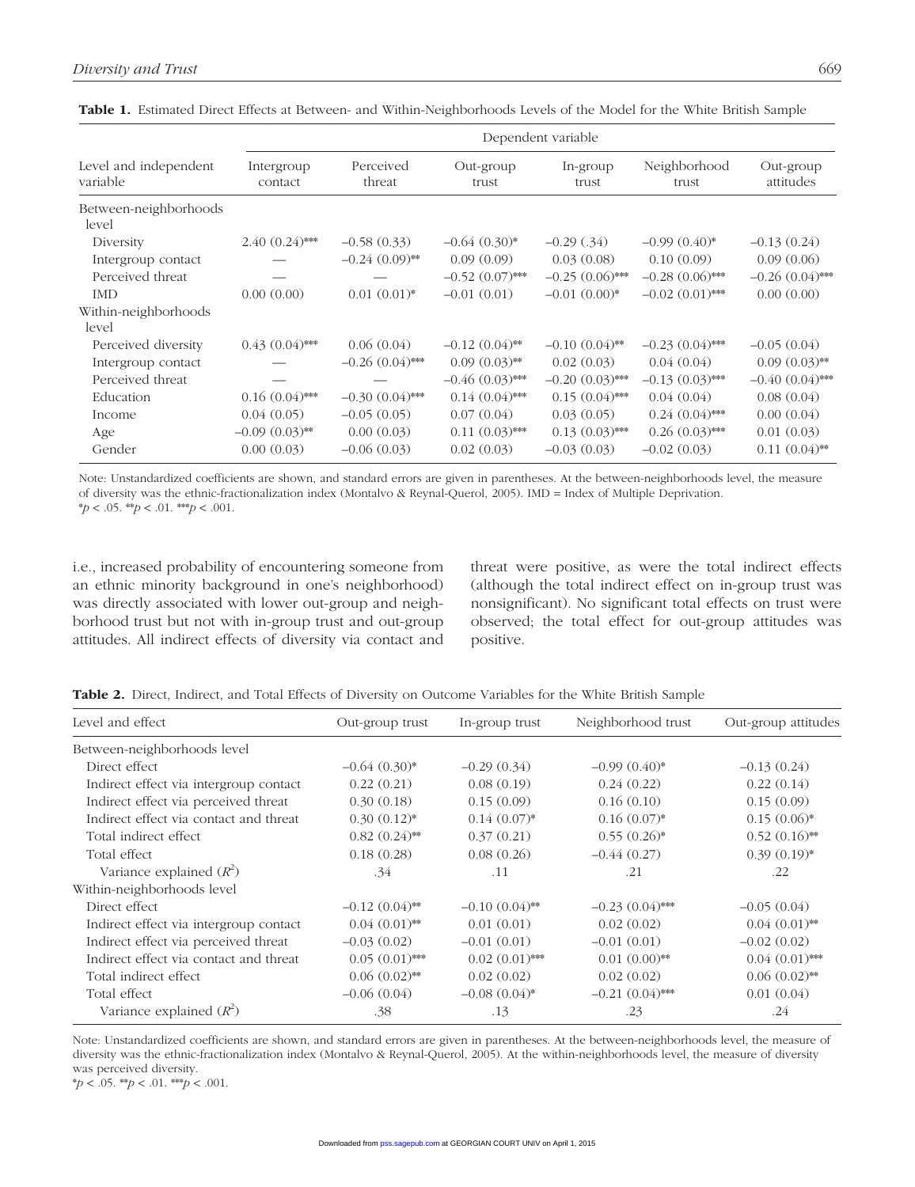**Table 1.** Estimated Direct Effects at Between- and Within-Neighborhoods Levels of the Model for the White British Sample

| Level and independent variable | Dependent variable | | | | | |
|---|---|---|---|---|---|---|
| | Intergroup contact | Perceived threat | Out-group trust | In-group trust | Neighborhood trust | Out-group attitudes |
| Between-neighborhoods level | | | | | | |
| Diversity | 2.40 (0.24)*** | −0.58 (0.33) | −0.64 (0.30)* | −0.29 (.34) | −0.99 (0.40)* | −0.13 (0.24) |
| Intergroup contact | — | −0.24 (0.09)** | 0.09 (0.09) | 0.03 (0.08) | 0.10 (0.09) | 0.09 (0.06) |
| Perceived threat | — | — | −0.52 (0.07)*** | −0.25 (0.06)*** | −0.28 (0.06)*** | −0.26 (0.04)*** |
| IMD | 0.00 (0.00) | 0.01 (0.01)* | −0.01 (0.01) | −0.01 (0.00)* | −0.02 (0.01)*** | 0.00 (0.00) |
| Within-neighborhoods level | | | | | | |
| Perceived diversity | 0.43 (0.04)*** | 0.06 (0.04) | −0.12 (0.04)** | −0.10 (0.04)** | −0.23 (0.04)*** | −0.05 (0.04) |
| Intergroup contact | — | −0.26 (0.04)*** | 0.09 (0.03)** | 0.02 (0.03) | 0.04 (0.04) | 0.09 (0.03)** |
| Perceived threat | — | — | −0.46 (0.03)*** | −0.20 (0.03)*** | −0.13 (0.03)*** | −0.40 (0.04)*** |
| Education | 0.16 (0.04)*** | −0.30 (0.04)*** | 0.14 (0.04)*** | 0.15 (0.04)*** | 0.04 (0.04) | 0.08 (0.04) |
| Income | 0.04 (0.05) | −0.05 (0.05) | 0.07 (0.04) | 0.03 (0.05) | 0.24 (0.04)*** | 0.00 (0.04) |
| Age | −0.09 (0.03)** | 0.00 (0.03) | 0.11 (0.03)*** | 0.13 (0.03)*** | 0.26 (0.03)*** | 0.01 (0.03) |
| Gender | 0.00 (0.03) | −0.06 (0.03) | 0.02 (0.03) | −0.03 (0.03) | −0.02 (0.03) | 0.11 (0.04)** |

Note: Unstandardized coefficients are shown, and standard errors are given in parentheses. At the between-neighborhoods level, the measure of diversity was the ethnic-fractionalization index (Montalvo & Reynal-Querol, 2005). IMD = Index of Multiple Deprivation.
*$p < .05$. **$p < .01$. ***$p < .001$.

i.e., increased probability of encountering someone from an ethnic minority background in one's neighborhood) was directly associated with lower out-group and neighborhood trust but not with in-group trust and out-group attitudes. All indirect effects of diversity via contact and threat were positive, as were the total indirect effects (although the total indirect effect on in-group trust was nonsignificant). No significant total effects on trust were observed; the total effect for out-group attitudes was positive.

**Table 2.** Direct, Indirect, and Total Effects of Diversity on Outcome Variables for the White British Sample

| Level and effect | Out-group trust | In-group trust | Neighborhood trust | Out-group attitudes |
|---|---|---|---|---|
| Between-neighborhoods level | | | | |
| Direct effect | −0.64 (0.30)* | −0.29 (0.34) | −0.99 (0.40)* | −0.13 (0.24) |
| Indirect effect via intergroup contact | 0.22 (0.21) | 0.08 (0.19) | 0.24 (0.22) | 0.22 (0.14) |
| Indirect effect via perceived threat | 0.30 (0.18) | 0.15 (0.09) | 0.16 (0.10) | 0.15 (0.09) |
| Indirect effect via contact and threat | 0.30 (0.12)* | 0.14 (0.07)* | 0.16 (0.07)* | 0.15 (0.06)* |
| Total indirect effect | 0.82 (0.24)** | 0.37 (0.21) | 0.55 (0.26)* | 0.52 (0.16)** |
| Total effect | 0.18 (0.28) | 0.08 (0.26) | −0.44 (0.27) | 0.39 (0.19)* |
| Variance explained ($R^2$) | .34 | .11 | .21 | .22 |
| Within-neighborhoods level | | | | |
| Direct effect | −0.12 (0.04)** | −0.10 (0.04)** | −0.23 (0.04)*** | −0.05 (0.04) |
| Indirect effect via intergroup contact | 0.04 (0.01)** | 0.01 (0.01) | 0.02 (0.02) | 0.04 (0.01)** |
| Indirect effect via perceived threat | −0.03 (0.02) | −0.01 (0.01) | −0.01 (0.01) | −0.02 (0.02) |
| Indirect effect via contact and threat | 0.05 (0.01)*** | 0.02 (0.01)*** | 0.01 (0.00)** | 0.04 (0.01)*** |
| Total indirect effect | 0.06 (0.02)** | 0.02 (0.02) | 0.02 (0.02) | 0.06 (0.02)** |
| Total effect | −0.06 (0.04) | −0.08 (0.04)* | −0.21 (0.04)*** | 0.01 (0.04) |
| Variance explained ($R^2$) | .38 | .13 | .23 | .24 |

Note: Unstandardized coefficients are shown, and standard errors are given in parentheses. At the between-neighborhoods level, the measure of diversity was the ethnic-fractionalization index (Montalvo & Reynal-Querol, 2005). At the within-neighborhoods level, the measure of diversity was perceived diversity.
*$p < .05$. **$p < .01$. ***$p < .001$.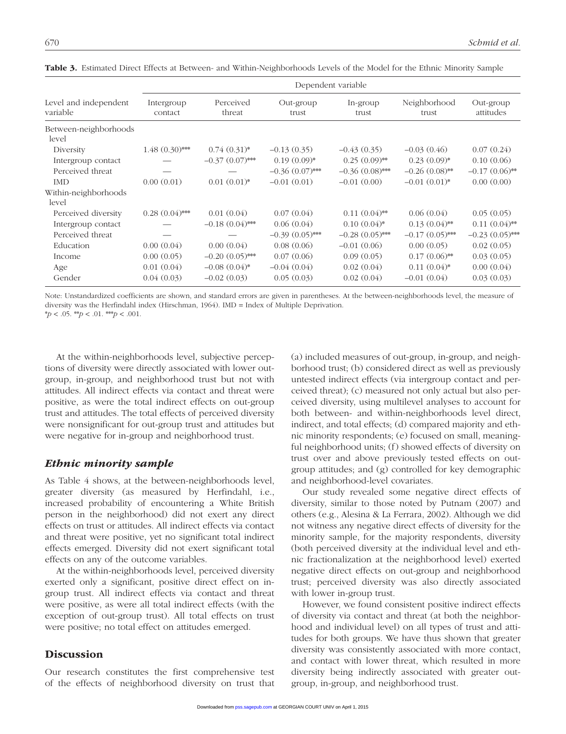**Table 3.** Estimated Direct Effects at Between- and Within-Neighborhoods Levels of the Model for the Ethnic Minority Sample

| Level and independent variable | Dependent variable | | | | | |
|---|---|---|---|---|---|---|
| | Intergroup contact | Perceived threat | Out-group trust | In-group trust | Neighborhood trust | Out-group attitudes |
| Between-neighborhoods level | | | | | | |
| Diversity | 1.48 (0.30)*** | 0.74 (0.31)* | −0.13 (0.35) | −0.43 (0.35) | −0.03 (0.46) | 0.07 (0.24) |
| Intergroup contact | — | −0.37 (0.07)*** | 0.19 (0.09)* | 0.25 (0.09)** | 0.23 (0.09)* | 0.10 (0.06) |
| Perceived threat | — | — | −0.36 (0.07)*** | −0.36 (0.08)*** | −0.26 (0.08)** | −0.17 (0.06)** |
| IMD | 0.00 (0.01) | 0.01 (0.01)* | −0.01 (0.01) | −0.01 (0.00) | −0.01 (0.01)* | 0.00 (0.00) |
| Within-neighborhoods level | | | | | | |
| Perceived diversity | 0.28 (0.04)*** | 0.01 (0.04) | 0.07 (0.04) | 0.11 (0.04)** | 0.06 (0.04) | 0.05 (0.05) |
| Intergroup contact | — | −0.18 (0.04)*** | 0.06 (0.04) | 0.10 (0.04)* | 0.13 (0.04)** | 0.11 (0.04)** |
| Perceived threat | — | — | −0.39 (0.05)*** | −0.28 (0.05)*** | −0.17 (0.05)*** | −0.23 (0.05)*** |
| Education | 0.00 (0.04) | 0.00 (0.04) | 0.08 (0.06) | −0.01 (0.06) | 0.00 (0.05) | 0.02 (0.05) |
| Income | 0.00 (0.05) | −0.20 (0.05)*** | 0.07 (0.06) | 0.09 (0.05) | 0.17 (0.06)** | 0.03 (0.05) |
| Age | 0.01 (0.04) | −0.08 (0.04)* | −0.04 (0.04) | 0.02 (0.04) | 0.11 (0.04)* | 0.00 (0.04) |
| Gender | 0.04 (0.03) | −0.02 (0.03) | 0.05 (0.03) | 0.02 (0.04) | −0.01 (0.04) | 0.03 (0.03) |

Note: Unstandardized coefficients are shown, and standard errors are given in parentheses. At the between-neighborhoods level, the measure of diversity was the Herfindahl index (Hirschman, 1964). IMD = Index of Multiple Deprivation.
*$p < .05$. **$p < .01$. ***$p < .001$.

At the within-neighborhoods level, subjective perceptions of diversity were directly associated with lower out-group, in-group, and neighborhood trust but not with attitudes. All indirect effects via contact and threat were positive, as were the total indirect effects on out-group trust and attitudes. The total effects of perceived diversity were nonsignificant for out-group trust and attitudes but were negative for in-group and neighborhood trust.

### *Ethnic minority sample*

As Table 4 shows, at the between-neighborhoods level, greater diversity (as measured by Herfindahl, i.e., increased probability of encountering a White British person in the neighborhood) did not exert any direct effects on trust or attitudes. All indirect effects via contact and threat were positive, yet no significant total indirect effects emerged. Diversity did not exert significant total effects on any of the outcome variables.

At the within-neighborhoods level, perceived diversity exerted only a significant, positive direct effect on in-group trust. All indirect effects via contact and threat were positive, as were all total indirect effects (with the exception of out-group trust). All total effects on trust were positive; no total effect on attitudes emerged.

## Discussion

Our research constitutes the first comprehensive test of the effects of neighborhood diversity on trust that (a) included measures of out-group, in-group, and neighborhood trust; (b) considered direct as well as previously untested indirect effects (via intergroup contact and perceived threat); (c) measured not only actual but also perceived diversity, using multilevel analyses to account for both between- and within-neighborhoods level direct, indirect, and total effects; (d) compared majority and ethnic minority respondents; (e) focused on small, meaningful neighborhood units; (f) showed effects of diversity on trust over and above previously tested effects on out-group attitudes; and (g) controlled for key demographic and neighborhood-level covariates.

Our study revealed some negative direct effects of diversity, similar to those noted by Putnam (2007) and others (e.g., Alesina & La Ferrara, 2002). Although we did not witness any negative direct effects of diversity for the minority sample, for the majority respondents, diversity (both perceived diversity at the individual level and ethnic fractionalization at the neighborhood level) exerted negative direct effects on out-group and neighborhood trust; perceived diversity was also directly associated with lower in-group trust.

However, we found consistent positive indirect effects of diversity via contact and threat (at both the neighborhood and individual level) on all types of trust and attitudes for both groups. We have thus shown that greater diversity was consistently associated with more contact, and contact with lower threat, which resulted in more diversity being indirectly associated with greater out-group, in-group, and neighborhood trust.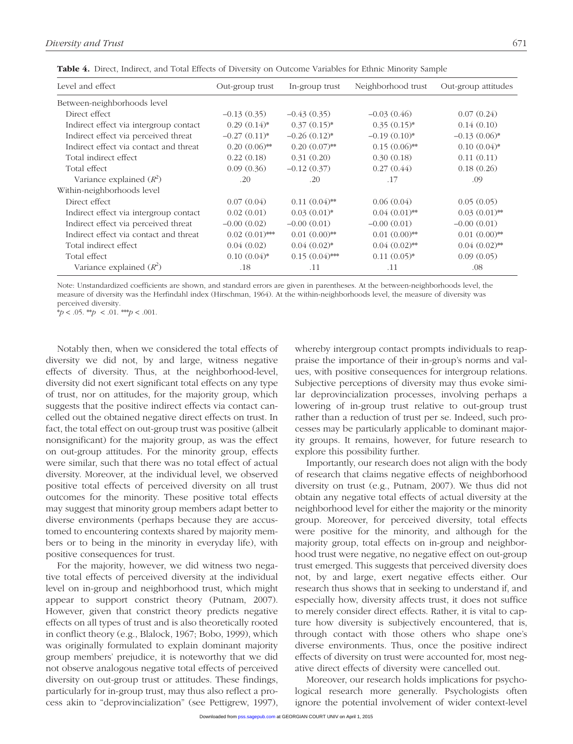**Table 4.** Direct, Indirect, and Total Effects of Diversity on Outcome Variables for Ethnic Minority Sample

| Level and effect | Out-group trust | In-group trust | Neighborhood trust | Out-group attitudes |
|---|---|---|---|---|
| Between-neighborhoods level | | | | |
| Direct effect | −0.13 (0.35) | −0.43 (0.35) | −0.03 (0.46) | 0.07 (0.24) |
| Indirect effect via intergroup contact | 0.29 (0.14)* | 0.37 (0.15)* | 0.35 (0.15)* | 0.14 (0.10) |
| Indirect effect via perceived threat | −0.27 (0.11)* | −0.26 (0.12)* | −0.19 (0.10)* | −0.13 (0.06)* |
| Indirect effect via contact and threat | 0.20 (0.06)** | 0.20 (0.07)** | 0.15 (0.06)** | 0.10 (0.04)* |
| Total indirect effect | 0.22 (0.18) | 0.31 (0.20) | 0.30 (0.18) | 0.11 (0.11) |
| Total effect | 0.09 (0.36) | −0.12 (0.37) | 0.27 (0.44) | 0.18 (0.26) |
| Variance explained ($R^2$) | .20 | .20 | .17 | .09 |
| Within-neighborhoods level | | | | |
| Direct effect | 0.07 (0.04) | 0.11 (0.04)** | 0.06 (0.04) | 0.05 (0.05) |
| Indirect effect via intergroup contact | 0.02 (0.01) | 0.03 (0.01)* | 0.04 (0.01)** | 0.03 (0.01)** |
| Indirect effect via perceived threat | −0.00 (0.02) | −0.00 (0.01) | −0.00 (0.01) | −0.00 (0.01) |
| Indirect effect via contact and threat | 0.02 (0.01)*** | 0.01 (0.00)** | 0.01 (0.00)** | 0.01 (0.00)** |
| Total indirect effect | 0.04 (0.02) | 0.04 (0.02)* | 0.04 (0.02)** | 0.04 (0.02)** |
| Total effect | 0.10 (0.04)* | 0.15 (0.04)*** | 0.11 (0.05)* | 0.09 (0.05) |
| Variance explained ($R^2$) | .18 | .11 | .11 | .08 |

Note: Unstandardized coefficients are shown, and standard errors are given in parentheses. At the between-neighborhoods level, the measure of diversity was the Herfindahl index (Hirschman, 1964). At the within-neighborhoods level, the measure of diversity was perceived diversity.
*$p < .05$. **$p < .01$. ***$p < .001$.

Notably then, when we considered the total effects of diversity we did not, by and large, witness negative effects of diversity. Thus, at the neighborhood-level, diversity did not exert significant total effects on any type of trust, nor on attitudes, for the majority group, which suggests that the positive indirect effects via contact cancelled out the obtained negative direct effects on trust. In fact, the total effect on out-group trust was positive (albeit nonsignificant) for the majority group, as was the effect on out-group attitudes. For the minority group, effects were similar, such that there was no total effect of actual diversity. Moreover, at the individual level, we observed positive total effects of perceived diversity on all trust outcomes for the minority. These positive total effects may suggest that minority group members adapt better to diverse environments (perhaps because they are accustomed to encountering contexts shared by majority members or to being in the minority in everyday life), with positive consequences for trust.

For the majority, however, we did witness two negative total effects of perceived diversity at the individual level on in-group and neighborhood trust, which might appear to support constrict theory (Putnam, 2007). However, given that constrict theory predicts negative effects on all types of trust and is also theoretically rooted in conflict theory (e.g., Blalock, 1967; Bobo, 1999), which was originally formulated to explain dominant majority group members' prejudice, it is noteworthy that we did not observe analogous negative total effects of perceived diversity on out-group trust or attitudes. These findings, particularly for in-group trust, may thus also reflect a process akin to "deprovincialization" (see Pettigrew, 1997), whereby intergroup contact prompts individuals to reappraise the importance of their in-group's norms and values, with positive consequences for intergroup relations. Subjective perceptions of diversity may thus evoke similar deprovincialization processes, involving perhaps a lowering of in-group trust relative to out-group trust rather than a reduction of trust per se. Indeed, such processes may be particularly applicable to dominant majority groups. It remains, however, for future research to explore this possibility further.

Importantly, our research does not align with the body of research that claims negative effects of neighborhood diversity on trust (e.g., Putnam, 2007). We thus did not obtain any negative total effects of actual diversity at the neighborhood level for either the majority or the minority group. Moreover, for perceived diversity, total effects were positive for the minority, and although for the majority group, total effects on in-group and neighborhood trust were negative, no negative effect on out-group trust emerged. This suggests that perceived diversity does not, by and large, exert negative effects either. Our research thus shows that in seeking to understand if, and especially how, diversity affects trust, it does not suffice to merely consider direct effects. Rather, it is vital to capture how diversity is subjectively encountered, that is, through contact with those others who shape one's diverse environments. Thus, once the positive indirect effects of diversity on trust were accounted for, most negative direct effects of diversity were cancelled out.

Moreover, our research holds implications for psychological research more generally. Psychologists often ignore the potential involvement of wider context-level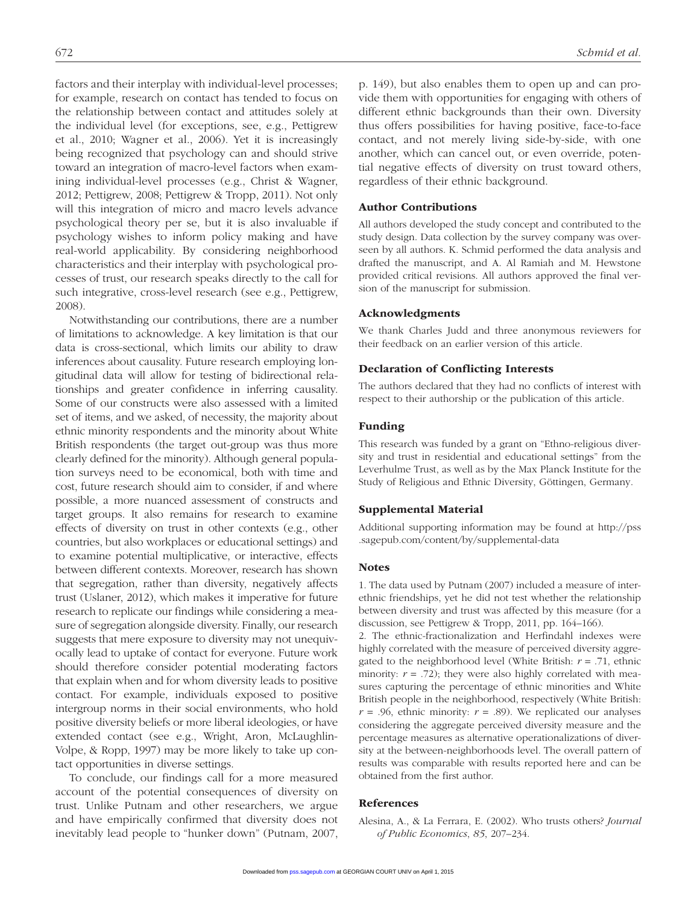factors and their interplay with individual-level processes; for example, research on contact has tended to focus on the relationship between contact and attitudes solely at the individual level (for exceptions, see, e.g., Pettigrew et al., 2010; Wagner et al., 2006). Yet it is increasingly being recognized that psychology can and should strive toward an integration of macro-level factors when examining individual-level processes (e.g., Christ & Wagner, 2012; Pettigrew, 2008; Pettigrew & Tropp, 2011). Not only will this integration of micro and macro levels advance psychological theory per se, but it is also invaluable if psychology wishes to inform policy making and have real-world applicability. By considering neighborhood characteristics and their interplay with psychological processes of trust, our research speaks directly to the call for such integrative, cross-level research (see e.g., Pettigrew, 2008).

Notwithstanding our contributions, there are a number of limitations to acknowledge. A key limitation is that our data is cross-sectional, which limits our ability to draw inferences about causality. Future research employing longitudinal data will allow for testing of bidirectional relationships and greater confidence in inferring causality. Some of our constructs were also assessed with a limited set of items, and we asked, of necessity, the majority about ethnic minority respondents and the minority about White British respondents (the target out-group was thus more clearly defined for the minority). Although general population surveys need to be economical, both with time and cost, future research should aim to consider, if and where possible, a more nuanced assessment of constructs and target groups. It also remains for research to examine effects of diversity on trust in other contexts (e.g., other countries, but also workplaces or educational settings) and to examine potential multiplicative, or interactive, effects between different contexts. Moreover, research has shown that segregation, rather than diversity, negatively affects trust (Uslaner, 2012), which makes it imperative for future research to replicate our findings while considering a measure of segregation alongside diversity. Finally, our research suggests that mere exposure to diversity may not unequivocally lead to uptake of contact for everyone. Future work should therefore consider potential moderating factors that explain when and for whom diversity leads to positive contact. For example, individuals exposed to positive intergroup norms in their social environments, who hold positive diversity beliefs or more liberal ideologies, or have extended contact (see e.g., Wright, Aron, McLaughlin-Volpe, & Ropp, 1997) may be more likely to take up contact opportunities in diverse settings.

To conclude, our findings call for a more measured account of the potential consequences of diversity on trust. Unlike Putnam and other researchers, we argue and have empirically confirmed that diversity does not inevitably lead people to "hunker down" (Putnam, 2007, p. 149), but also enables them to open up and can provide them with opportunities for engaging with others of different ethnic backgrounds than their own. Diversity thus offers possibilities for having positive, face-to-face contact, and not merely living side-by-side, with one another, which can cancel out, or even override, potential negative effects of diversity on trust toward others, regardless of their ethnic background.

## Author Contributions

All authors developed the study concept and contributed to the study design. Data collection by the survey company was overseen by all authors. K. Schmid performed the data analysis and drafted the manuscript, and A. Al Ramiah and M. Hewstone provided critical revisions. All authors approved the final version of the manuscript for submission.

## Acknowledgments

We thank Charles Judd and three anonymous reviewers for their feedback on an earlier version of this article.

## Declaration of Conflicting Interests

The authors declared that they had no conflicts of interest with respect to their authorship or the publication of this article.

## Funding

This research was funded by a grant on "Ethno-religious diversity and trust in residential and educational settings" from the Leverhulme Trust, as well as by the Max Planck Institute for the Study of Religious and Ethnic Diversity, Göttingen, Germany.

## Supplemental Material

Additional supporting information may be found at http://pss.sagepub.com/content/by/supplemental-data

## Notes

1. The data used by Putnam (2007) included a measure of interethnic friendships, yet he did not test whether the relationship between diversity and trust was affected by this measure (for a discussion, see Pettigrew & Tropp, 2011, pp. 164–166).

2. The ethnic-fractionalization and Herfindahl indexes were highly correlated with the measure of perceived diversity aggregated to the neighborhood level (White British: $r = .71$, ethnic minority: $r = .72$); they were also highly correlated with measures capturing the percentage of ethnic minorities and White British people in the neighborhood, respectively (White British: $r = .96$, ethnic minority: $r = .89$). We replicated our analyses considering the aggregate perceived diversity measure and the percentage measures as alternative operationalizations of diversity at the between-neighborhoods level. The overall pattern of results was comparable with results reported here and can be obtained from the first author.

## References

Alesina, A., & La Ferrara, E. (2002). Who trusts others? *Journal of Public Economics*, *85*, 207–234.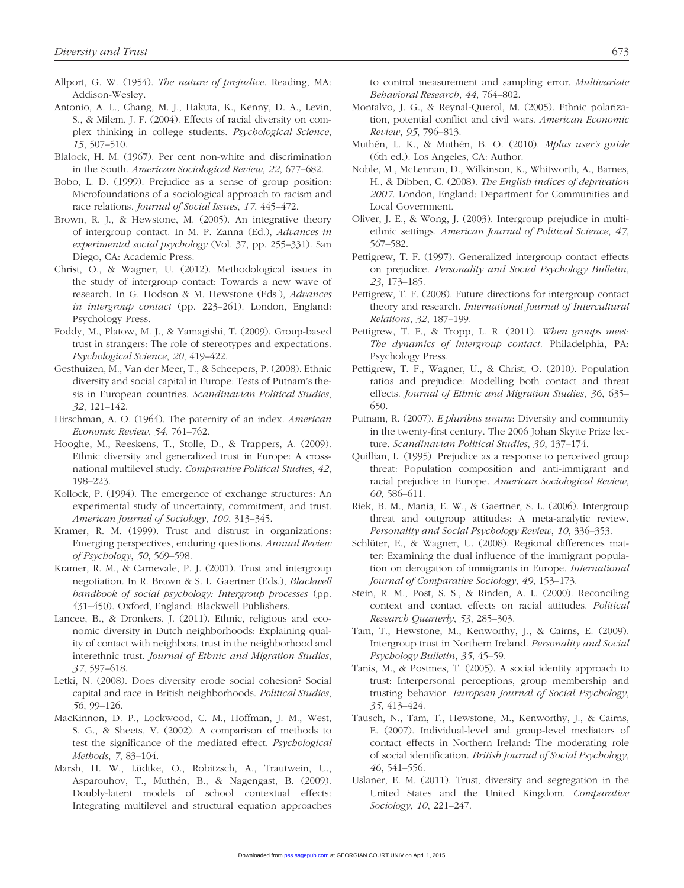Allport, G. W. (1954). *The nature of prejudice*. Reading, MA: Addison-Wesley.

Antonio, A. L., Chang, M. J., Hakuta, K., Kenny, D. A., Levin, S., & Milem, J. F. (2004). Effects of racial diversity on complex thinking in college students. *Psychological Science*, *15*, 507–510.

Blalock, H. M. (1967). Per cent non-white and discrimination in the South. *American Sociological Review*, *22*, 677–682.

Bobo, L. D. (1999). Prejudice as a sense of group position: Microfoundations of a sociological approach to racism and race relations. *Journal of Social Issues*, *17*, 445–472.

Brown, R. J., & Hewstone, M. (2005). An integrative theory of intergroup contact. In M. P. Zanna (Ed.), *Advances in experimental social psychology* (Vol. 37, pp. 255–331). San Diego, CA: Academic Press.

Christ, O., & Wagner, U. (2012). Methodological issues in the study of intergroup contact: Towards a new wave of research. In G. Hodson & M. Hewstone (Eds.), *Advances in intergroup contact* (pp. 223–261). London, England: Psychology Press.

Foddy, M., Platow, M. J., & Yamagishi, T. (2009). Group-based trust in strangers: The role of stereotypes and expectations. *Psychological Science*, *20*, 419–422.

Gesthuizen, M., Van der Meer, T., & Scheepers, P. (2008). Ethnic diversity and social capital in Europe: Tests of Putnam's thesis in European countries. *Scandinavian Political Studies*, *32*, 121–142.

Hirschman, A. O. (1964). The paternity of an index. *American Economic Review*, *54*, 761–762.

Hooghe, M., Reeskens, T., Stolle, D., & Trappers, A. (2009). Ethnic diversity and generalized trust in Europe: A cross-national multilevel study. *Comparative Political Studies*, *42*, 198–223.

Kollock, P. (1994). The emergence of exchange structures: An experimental study of uncertainty, commitment, and trust. *American Journal of Sociology*, *100*, 313–345.

Kramer, R. M. (1999). Trust and distrust in organizations: Emerging perspectives, enduring questions. *Annual Review of Psychology*, *50*, 569–598.

Kramer, R. M., & Carnevale, P. J. (2001). Trust and intergroup negotiation. In R. Brown & S. L. Gaertner (Eds.), *Blackwell handbook of social psychology: Intergroup processes* (pp. 431–450). Oxford, England: Blackwell Publishers.

Lancee, B., & Dronkers, J. (2011). Ethnic, religious and economic diversity in Dutch neighborhoods: Explaining quality of contact with neighbors, trust in the neighborhood and interethnic trust. *Journal of Ethnic and Migration Studies*, *37*, 597–618.

Letki, N. (2008). Does diversity erode social cohesion? Social capital and race in British neighborhoods. *Political Studies*, *56*, 99–126.

MacKinnon, D. P., Lockwood, C. M., Hoffman, J. M., West, S. G., & Sheets, V. (2002). A comparison of methods to test the significance of the mediated effect. *Psychological Methods*, *7*, 83–104.

Marsh, H. W., Lüdtke, O., Robitzsch, A., Trautwein, U., Asparouhov, T., Muthén, B., & Nagengast, B. (2009). Doubly-latent models of school contextual effects: Integrating multilevel and structural equation approaches to control measurement and sampling error. *Multivariate Behavioral Research*, *44*, 764–802.

Montalvo, J. G., & Reynal-Querol, M. (2005). Ethnic polarization, potential conflict and civil wars. *American Economic Review*, *95*, 796–813.

Muthén, L. K., & Muthén, B. O. (2010). *Mplus user's guide* (6th ed.). Los Angeles, CA: Author.

Noble, M., McLennan, D., Wilkinson, K., Whitworth, A., Barnes, H., & Dibben, C. (2008). *The English indices of deprivation 2007*. London, England: Department for Communities and Local Government.

Oliver, J. E., & Wong, J. (2003). Intergroup prejudice in multiethnic settings. *American Journal of Political Science*, *47*, 567–582.

Pettigrew, T. F. (1997). Generalized intergroup contact effects on prejudice. *Personality and Social Psychology Bulletin*, *23*, 173–185.

Pettigrew, T. F. (2008). Future directions for intergroup contact theory and research. *International Journal of Intercultural Relations*, *32*, 187–199.

Pettigrew, T. F., & Tropp, L. R. (2011). *When groups meet: The dynamics of intergroup contact*. Philadelphia, PA: Psychology Press.

Pettigrew, T. F., Wagner, U., & Christ, O. (2010). Population ratios and prejudice: Modelling both contact and threat effects. *Journal of Ethnic and Migration Studies*, *36*, 635–650.

Putnam, R. (2007). *E pluribus unum*: Diversity and community in the twenty-first century. The 2006 Johan Skytte Prize lecture. *Scandinavian Political Studies*, *30*, 137–174.

Quillian, L. (1995). Prejudice as a response to perceived group threat: Population composition and anti-immigrant and racial prejudice in Europe. *American Sociological Review*, *60*, 586–611.

Riek, B. M., Mania, E. W., & Gaertner, S. L. (2006). Intergroup threat and outgroup attitudes: A meta-analytic review. *Personality and Social Psychology Review*, *10*, 336–353.

Schlüter, E., & Wagner, U. (2008). Regional differences matter: Examining the dual influence of the immigrant population on derogation of immigrants in Europe. *International Journal of Comparative Sociology*, *49*, 153–173.

Stein, R. M., Post, S. S., & Rinden, A. L. (2000). Reconciling context and contact effects on racial attitudes. *Political Research Quarterly*, *53*, 285–303.

Tam, T., Hewstone, M., Kenworthy, J., & Cairns, E. (2009). Intergroup trust in Northern Ireland. *Personality and Social Psychology Bulletin*, *35*, 45–59.

Tanis, M., & Postmes, T. (2005). A social identity approach to trust: Interpersonal perceptions, group membership and trusting behavior. *European Journal of Social Psychology*, *35*, 413–424.

Tausch, N., Tam, T., Hewstone, M., Kenworthy, J., & Cairns, E. (2007). Individual-level and group-level mediators of contact effects in Northern Ireland: The moderating role of social identification. *British Journal of Social Psychology*, *46*, 541–556.

Uslaner, E. M. (2011). Trust, diversity and segregation in the United States and the United Kingdom. *Comparative Sociology*, *10*, 221–247.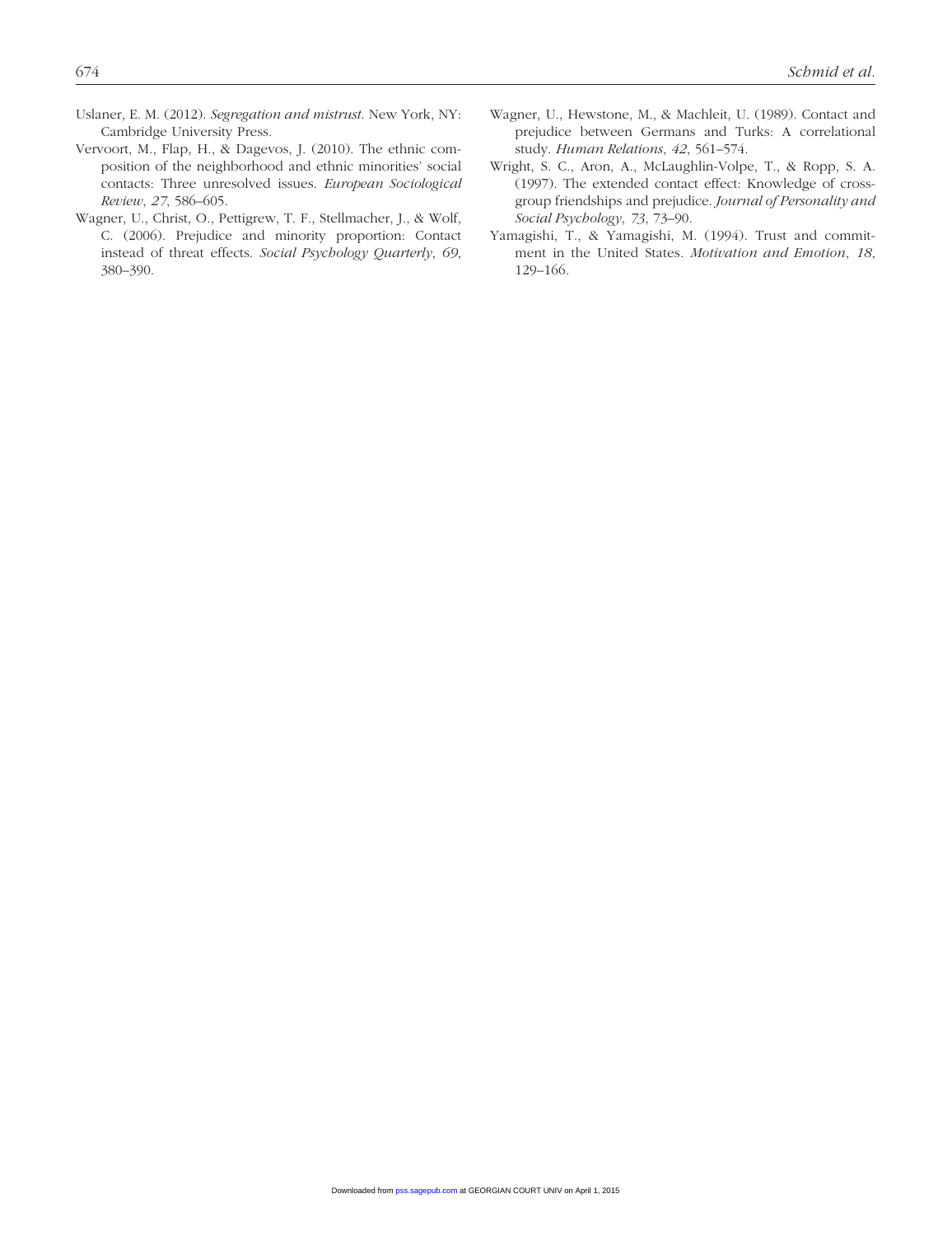Uslaner, E. M. (2012). *Segregation and mistrust*. New York, NY: Cambridge University Press.

Vervoort, M., Flap, H., & Dagevos, J. (2010). The ethnic composition of the neighborhood and ethnic minorities' social contacts: Three unresolved issues. *European Sociological Review*, *27*, 586–605.

Wagner, U., Christ, O., Pettigrew, T. F., Stellmacher, J., & Wolf, C. (2006). Prejudice and minority proportion: Contact instead of threat effects. *Social Psychology Quarterly*, *69*, 380–390.

Wagner, U., Hewstone, M., & Machleit, U. (1989). Contact and prejudice between Germans and Turks: A correlational study. *Human Relations*, *42*, 561–574.

Wright, S. C., Aron, A., McLaughlin-Volpe, T., & Ropp, S. A. (1997). The extended contact effect: Knowledge of cross-group friendships and prejudice. *Journal of Personality and Social Psychology*, *73*, 73–90.

Yamagishi, T., & Yamagishi, M. (1994). Trust and commitment in the United States. *Motivation and Emotion*, *18*, 129–166.